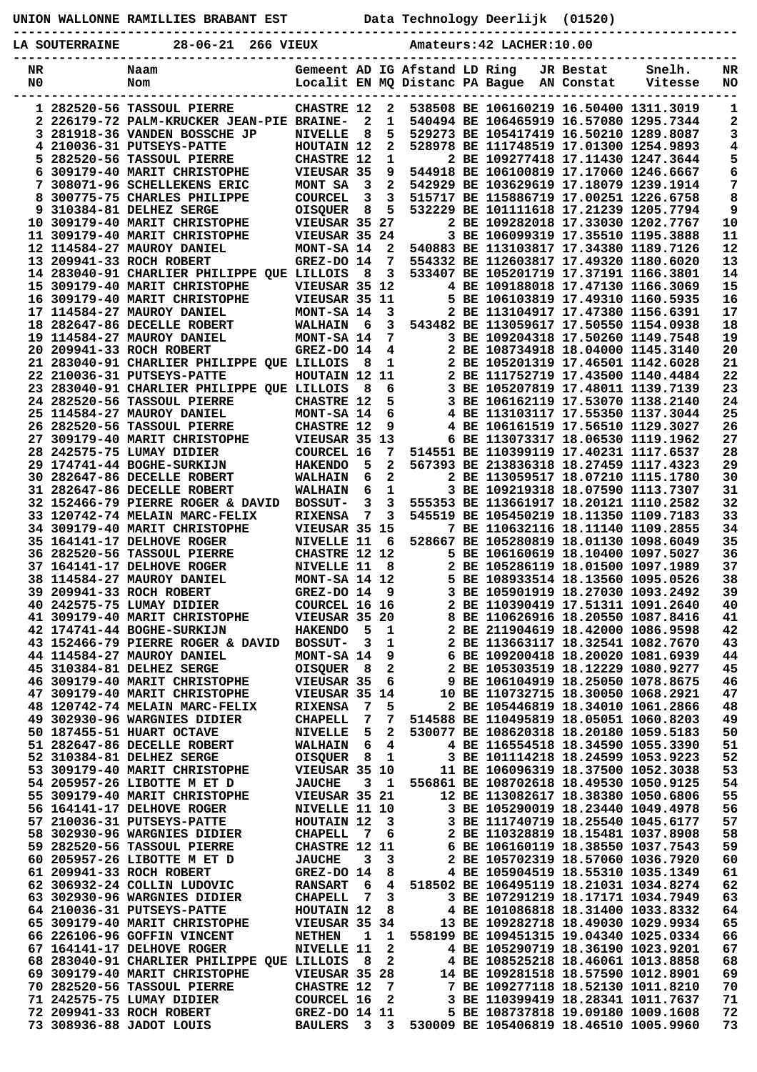UNION WALLONNE RAMILLIES BRABANT EST          Data Technology Deerlijk  (01520)

LA SOUTERRAINE     28-06-21  266 VIEUX          Amateurs:42 LACHER:10.00

| NR<br>N0 | | Naam<br>Nom | Gemeent<br>Localit | AD<br>EN | IG<br>MQ | Afstand<br>Distanc | LD<br>PA | Ring<br>Bague | JR<br>AN | Bestat<br>Constat | Snelh.<br>Vitesse | NR<br>NO |
|---|---|---|---|---|---|---|---|---|---|---|---|---|
| 1 | 282520-56 | TASSOUL PIERRE | CHASTRE | 12 | 2 | 538508 | BE | 1061602 | 19 | 16.50400 | 1311.3019 | 1 |
| 2 | 226179-72 | PALM-KRUCKER JEAN-PIE | BRAINE- | 2 | 1 | 540494 | BE | 1064659 | 19 | 16.57080 | 1295.7344 | 2 |
| 3 | 281918-36 | VANDEN BOSSCHE JP | NIVELLE | 8 | 5 | 529273 | BE | 1054174 | 19 | 16.50210 | 1289.8087 | 3 |
| 4 | 210036-31 | PUTSEYS-PATTE | HOUTAIN | 12 | 2 | 528978 | BE | 1117485 | 19 | 17.01300 | 1254.9893 | 4 |
| 5 | 282520-56 | TASSOUL PIERRE | CHASTRE | 12 | 1 | 2 | BE | 1092774 | 18 | 17.11430 | 1247.3644 | 5 |
| 6 | 309179-40 | MARIT CHRISTOPHE | VIEUSAR | 35 | 9 | 544918 | BE | 1061008 | 19 | 17.17060 | 1246.6667 | 6 |
| 7 | 308071-96 | SCHELLEKENS ERIC | MONT SA | 3 | 2 | 542929 | BE | 1036296 | 19 | 17.18079 | 1239.1914 | 7 |
| 8 | 300775-75 | CHARLES PHILIPPE | COURCEL | 3 | 3 | 515717 | BE | 1158867 | 19 | 17.00251 | 1226.6758 | 8 |
| 9 | 310384-81 | DELHEZ SERGE | OISQUER | 8 | 5 | 532229 | BE | 1011116 | 18 | 17.21239 | 1205.7794 | 9 |
| 10 | 309179-40 | MARIT CHRISTOPHE | VIEUSAR | 35 | 27 | 2 | BE | 1092820 | 18 | 17.33030 | 1202.7767 | 10 |
| 11 | 309179-40 | MARIT CHRISTOPHE | VIEUSAR | 35 | 24 | 3 | BE | 1060993 | 19 | 17.35510 | 1195.3888 | 11 |
| 12 | 114584-27 | MAUROY DANIEL | MONT-SA | 14 | 2 | 540883 | BE | 1131038 | 17 | 17.34380 | 1189.7126 | 12 |
| 13 | 209941-33 | ROCH ROBERT | GREZ-DO | 14 | 7 | 554332 | BE | 1126038 | 17 | 17.49320 | 1180.6020 | 13 |
| 14 | 283040-91 | CHARLIER PHILIPPE QUE | LILLOIS | 8 | 3 | 533407 | BE | 1052017 | 19 | 17.37191 | 1166.3801 | 14 |
| 15 | 309179-40 | MARIT CHRISTOPHE | VIEUSAR | 35 | 12 | 4 | BE | 1091880 | 18 | 17.47130 | 1166.3069 | 15 |
| 16 | 309179-40 | MARIT CHRISTOPHE | VIEUSAR | 35 | 11 | 5 | BE | 1061038 | 19 | 17.49310 | 1160.5935 | 16 |
| 17 | 114584-27 | MAUROY DANIEL | MONT-SA | 14 | 3 | 2 | BE | 1131049 | 17 | 17.47380 | 1156.6391 | 17 |
| 18 | 282647-86 | DECELLE ROBERT | WALHAIN | 6 | 3 | 543482 | BE | 1130596 | 17 | 17.50550 | 1154.0938 | 18 |
| 19 | 114584-27 | MAUROY DANIEL | MONT-SA | 14 | 7 | 3 | BE | 1092043 | 18 | 17.50260 | 1149.7548 | 19 |
| 20 | 209941-33 | ROCH ROBERT | GREZ-DO | 14 | 4 | 2 | BE | 1087349 | 18 | 18.04000 | 1145.3140 | 20 |
| 21 | 283040-91 | CHARLIER PHILIPPE QUE | LILLOIS | 8 | 1 | 2 | BE | 1052013 | 19 | 17.46501 | 1142.6028 | 21 |
| 22 | 210036-31 | PUTSEYS-PATTE | HOUTAIN | 12 | 11 | 2 | BE | 1117521 | 19 | 17.43500 | 1140.4484 | 22 |
| 23 | 283040-91 | CHARLIER PHILIPPE QUE | LILLOIS | 8 | 6 | 3 | BE | 1052078 | 19 | 17.48011 | 1139.7139 | 23 |
| 24 | 282520-56 | TASSOUL PIERRE | CHASTRE | 12 | 5 | 3 | BE | 1061621 | 19 | 17.53070 | 1138.2140 | 24 |
| 25 | 114584-27 | MAUROY DANIEL | MONT-SA | 14 | 6 | 4 | BE | 1131031 | 17 | 17.55350 | 1137.3044 | 25 |
| 26 | 282520-56 | TASSOUL PIERRE | CHASTRE | 12 | 9 | 4 | BE | 1061615 | 19 | 17.56510 | 1129.3027 | 26 |
| 27 | 309179-40 | MARIT CHRISTOPHE | VIEUSAR | 35 | 13 | 6 | BE | 1130733 | 17 | 18.06530 | 1119.1962 | 27 |
| 28 | 242575-75 | LUMAY DIDIER | COURCEL | 16 | 7 | 514551 | BE | 1103991 | 19 | 17.40231 | 1117.6537 | 28 |
| 29 | 174741-44 | BOGHE-SURKIJN | HAKENDO | 5 | 2 | 567393 | BE | 2138363 | 18 | 18.27459 | 1117.4323 | 29 |
| 30 | 282647-86 | DECELLE ROBERT | WALHAIN | 6 | 2 | 2 | BE | 1130595 | 17 | 18.07210 | 1115.1780 | 30 |
| 31 | 282647-86 | DECELLE ROBERT | WALHAIN | 6 | 1 | 3 | BE | 1092193 | 18 | 18.07590 | 1113.7307 | 31 |
| 32 | 152466-79 | PIERRE ROGER & DAVID | BOSSUT- | 3 | 3 | 555353 | BE | 1136619 | 17 | 18.20121 | 1110.2582 | 32 |
| 33 | 120742-74 | MELAIN MARC-FELIX | RIXENSA | 7 | 3 | 545519 | BE | 1054502 | 19 | 18.11350 | 1109.7183 | 33 |
| 34 | 309179-40 | MARIT CHRISTOPHE | VIEUSAR | 35 | 15 | 7 | BE | 1106321 | 16 | 18.11140 | 1109.2855 | 34 |
| 35 | 164141-17 | DELHOVE ROGER | NIVELLE | 11 | 6 | 528667 | BE | 1052808 | 19 | 18.01130 | 1098.6049 | 35 |
| 36 | 282520-56 | TASSOUL PIERRE | CHASTRE | 12 | 12 | 5 | BE | 1061606 | 19 | 18.10400 | 1097.5027 | 36 |
| 37 | 164141-17 | DELHOVE ROGER | NIVELLE | 11 | 8 | 2 | BE | 1052861 | 19 | 18.01500 | 1097.1989 | 37 |
| 38 | 114584-27 | MAUROY DANIEL | MONT-SA | 14 | 12 | 5 | BE | 1089335 | 14 | 18.13560 | 1095.0526 | 38 |
| 39 | 209941-33 | ROCH ROBERT | GREZ-DO | 14 | 9 | 3 | BE | 1059019 | 19 | 18.27030 | 1093.2492 | 39 |
| 40 | 242575-75 | LUMAY DIDIER | COURCEL | 16 | 16 | 2 | BE | 1103904 | 19 | 17.51311 | 1091.2640 | 40 |
| 41 | 309179-40 | MARIT CHRISTOPHE | VIEUSAR | 35 | 20 | 8 | BE | 1106261 | 16 | 18.20550 | 1087.8416 | 41 |
| 42 | 174741-44 | BOGHE-SURKIJN | HAKENDO | 5 | 1 | 2 | BE | 2119046 | 19 | 18.42000 | 1086.9598 | 42 |
| 43 | 152466-79 | PIERRE ROGER & DAVID | BOSSUT- | 3 | 1 | 2 | BE | 1136631 | 17 | 18.32541 | 1082.7670 | 43 |
| 44 | 114584-27 | MAUROY DANIEL | MONT-SA | 14 | 9 | 6 | BE | 1092004 | 18 | 18.20020 | 1081.6939 | 44 |
| 45 | 310384-81 | DELHEZ SERGE | OISQUER | 8 | 2 | 2 | BE | 1053035 | 19 | 18.12229 | 1080.9277 | 45 |
| 46 | 309179-40 | MARIT CHRISTOPHE | VIEUSAR | 35 | 6 | 9 | BE | 1061049 | 19 | 18.25050 | 1078.8675 | 46 |
| 47 | 309179-40 | MARIT CHRISTOPHE | VIEUSAR | 35 | 14 | 10 | BE | 1107327 | 15 | 18.30050 | 1068.2921 | 47 |
| 48 | 120742-74 | MELAIN MARC-FELIX | RIXENSA | 7 | 5 | 2 | BE | 1054468 | 19 | 18.34010 | 1061.2866 | 48 |
| 49 | 302930-96 | WARGNIES DIDIER | CHAPELL | 7 | 7 | 514588 | BE | 1104958 | 19 | 18.05051 | 1060.8203 | 49 |
| 50 | 187455-51 | HUART OCTAVE | NIVELLE | 5 | 2 | 530077 | BE | 1086203 | 18 | 18.20180 | 1059.5183 | 50 |
| 51 | 282647-86 | DECELLE ROBERT | WALHAIN | 6 | 4 | 4 | BE | 1165545 | 18 | 18.34590 | 1055.3390 | 51 |
| 52 | 310384-81 | DELHEZ SERGE | OISQUER | 8 | 1 | 3 | BE | 1011142 | 18 | 18.24599 | 1053.9223 | 52 |
| 53 | 309179-40 | MARIT CHRISTOPHE | VIEUSAR | 35 | 10 | 11 | BE | 1060963 | 19 | 18.37500 | 1052.3038 | 53 |
| 54 | 205957-26 | LIBOTTE M ET D | JAUCHE | 3 | 1 | 556861 | BE | 1087026 | 18 | 18.49530 | 1050.9125 | 54 |
| 55 | 309179-40 | MARIT CHRISTOPHE | VIEUSAR | 35 | 21 | 12 | BE | 1130826 | 17 | 18.38380 | 1050.6806 | 55 |
| 56 | 164141-17 | DELHOVE ROGER | NIVELLE | 11 | 10 | 3 | BE | 1052900 | 19 | 18.23440 | 1049.4978 | 56 |
| 57 | 210036-31 | PUTSEYS-PATTE | HOUTAIN | 12 | 3 | 3 | BE | 1117401 | 19 | 18.25540 | 1045.6177 | 57 |
| 58 | 302930-96 | WARGNIES DIDIER | CHAPELL | 7 | 6 | 2 | BE | 1103288 | 19 | 18.15481 | 1037.8908 | 58 |
| 59 | 282520-56 | TASSOUL PIERRE | CHASTRE | 12 | 11 | 6 | BE | 1061601 | 19 | 18.38550 | 1037.7543 | 59 |
| 60 | 205957-26 | LIBOTTE M ET D | JAUCHE | 3 | 3 | 2 | BE | 1057023 | 19 | 18.57060 | 1036.7920 | 60 |
| 61 | 209941-33 | ROCH ROBERT | GREZ-DO | 14 | 8 | 4 | BE | 1059045 | 19 | 18.55310 | 1035.1349 | 61 |
| 62 | 306932-24 | COLLIN LUDOVIC | RANSART | 6 | 4 | 518502 | BE | 1064951 | 19 | 18.21031 | 1034.8274 | 62 |
| 63 | 302930-96 | WARGNIES DIDIER | CHAPELL | 7 | 3 | 3 | BE | 1072912 | 19 | 18.17171 | 1034.7949 | 63 |
| 64 | 210036-31 | PUTSEYS-PATTE | HOUTAIN | 12 | 8 | 4 | BE | 1010868 | 18 | 18.31400 | 1033.8332 | 64 |
| 65 | 309179-40 | MARIT CHRISTOPHE | VIEUSAR | 35 | 34 | 13 | BE | 1092827 | 18 | 18.49030 | 1029.9934 | 65 |
| 66 | 226106-96 | GOFFIN VINCENT | NETHEN | 1 | 1 | 558199 | BE | 1094513 | 15 | 19.04340 | 1025.0334 | 66 |
| 67 | 164141-17 | DELHOVE ROGER | NIVELLE | 11 | 2 | 4 | BE | 1052907 | 19 | 18.36190 | 1023.9201 | 67 |
| 68 | 283040-91 | CHARLIER PHILIPPE QUE | LILLOIS | 8 | 2 | 4 | BE | 1085252 | 18 | 18.46061 | 1013.8858 | 68 |
| 69 | 309179-40 | MARIT CHRISTOPHE | VIEUSAR | 35 | 28 | 14 | BE | 1092815 | 18 | 18.57590 | 1012.8901 | 69 |
| 70 | 282520-56 | TASSOUL PIERRE | CHASTRE | 12 | 7 | 7 | BE | 1092771 | 18 | 18.52130 | 1011.8210 | 70 |
| 71 | 242575-75 | LUMAY DIDIER | COURCEL | 16 | 2 | 3 | BE | 1103994 | 19 | 18.28341 | 1011.7637 | 71 |
| 72 | 209941-33 | ROCH ROBERT | GREZ-DO | 14 | 11 | 5 | BE | 1087378 | 18 | 19.09180 | 1009.1608 | 72 |
| 73 | 308936-88 | JADOT LOUIS | BAULERS | 3 | 3 | 530009 | BE | 1054068 | 19 | 18.46510 | 1005.9960 | 73 |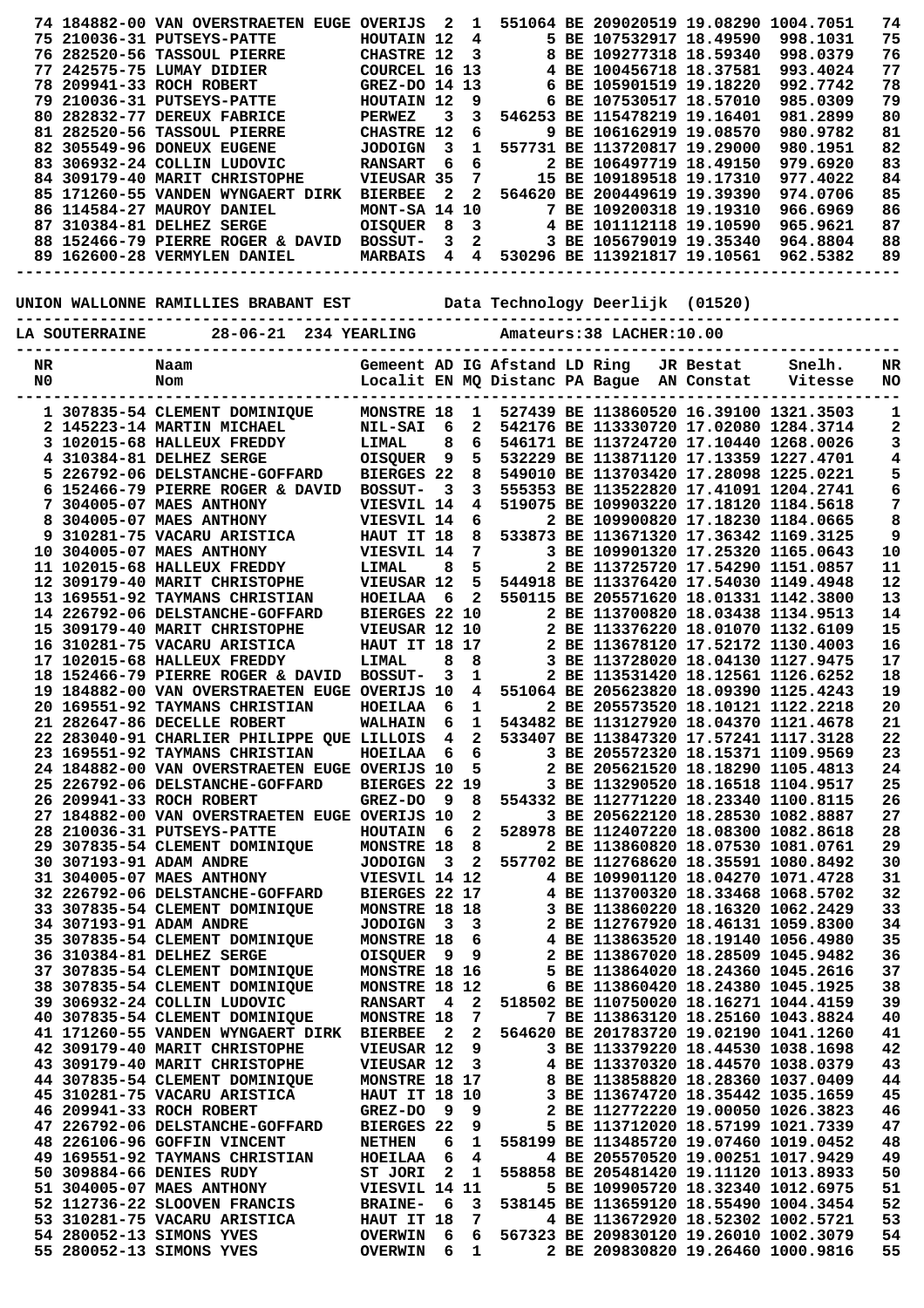| NR | Naam | Gemeent | AD | IG | Afstand | LD | Ring | JR | Bestat | Snelh. | NR |
|---|---|---|---|---|---|---|---|---|---|---|---|
| 74 | 184882-00 VAN OVERSTRAETEN EUGE | OVERIJS | 2 | 1 | 551064 | BE | 2090205 | 19 | 19.08290 | 1004.7051 | 74 |
| 75 | 210036-31 PUTSEYS-PATTE | HOUTAIN | 12 | 4 | 5 | BE | 1075329 | 17 | 18.49590 | 998.1031 | 75 |
| 76 | 282520-56 TASSOUL PIERRE | CHASTRE | 12 | 3 | 8 | BE | 1092773 | 18 | 18.59340 | 998.0379 | 76 |
| 77 | 242575-75 LUMAY DIDIER | COURCEL | 16 | 13 | 4 | BE | 1004567 | 18 | 18.37581 | 993.4024 | 77 |
| 78 | 209941-33 ROCH ROBERT | GREZ-DO | 14 | 13 | 6 | BE | 1059015 | 19 | 19.18220 | 992.7742 | 78 |
| 79 | 210036-31 PUTSEYS-PATTE | HOUTAIN | 12 | 9 | 6 | BE | 1075305 | 17 | 18.57010 | 985.0309 | 79 |
| 80 | 282832-77 DEREUX FABRICE | PERWEZ | 3 | 3 | 546253 | BE | 1154782 | 19 | 19.16401 | 981.2899 | 80 |
| 81 | 282520-56 TASSOUL PIERRE | CHASTRE | 12 | 6 | 9 | BE | 1061629 | 19 | 19.08570 | 980.9782 | 81 |
| 82 | 305549-96 DONEUX EUGENE | JODOIGN | 3 | 1 | 557731 | BE | 1137208 | 17 | 19.29000 | 980.1951 | 82 |
| 83 | 306932-24 COLLIN LUDOVIC | RANSART | 6 | 6 | 2 | BE | 1064977 | 19 | 18.49150 | 979.6920 | 83 |
| 84 | 309179-40 MARIT CHRISTOPHE | VIEUSAR | 35 | 7 | 15 | BE | 1091895 | 18 | 19.17310 | 977.4022 | 84 |
| 85 | 171260-55 VANDEN WYNGAERT DIRK | BIERBEE | 2 | 2 | 564620 | BE | 2004496 | 19 | 19.39390 | 974.0706 | 85 |
| 86 | 114584-27 MAUROY DANIEL | MONT-SA | 14 | 10 | 7 | BE | 1092003 | 18 | 19.19310 | 966.6969 | 86 |
| 87 | 310384-81 DELHEZ SERGE | OISQUER | 8 | 3 | 4 | BE | 1011121 | 18 | 19.10590 | 965.9621 | 87 |
| 88 | 152466-79 PIERRE ROGER & DAVID | BOSSUT- | 3 | 2 | 3 | BE | 1056790 | 19 | 19.35340 | 964.8804 | 88 |
| 89 | 162600-28 VERMYLEN DANIEL | MARBAIS | 4 | 4 | 530296 | BE | 1139218 | 17 | 19.10561 | 962.5382 | 89 |

UNION WALLONNE RAMILLIES BRABANT EST          Data Technology Deerlijk  (01520)

LA SOUTERRAINE    28-06-21  234 YEARLING    Amateurs:38 LACHER:10.00

| NR N0 | Naam Nom | Gemeent Localit | AD EN | IG MQ | Afstand Distanc | LD PA | Ring Bague | JR AN | Bestat Constat | Snelh. Vitesse | NR NO |
|---|---|---|---|---|---|---|---|---|---|---|---|
| 1 | 307835-54 CLEMENT DOMINIQUE | MONSTRE | 18 | 1 | 527439 | BE | 1138605 | 20 | 16.39100 | 1321.3503 | 1 |
| 2 | 145223-14 MARTIN MICHAEL | NIL-SAI | 6 | 2 | 542176 | BE | 1133307 | 20 | 17.02080 | 1284.3714 | 2 |
| 3 | 102015-68 HALLEUX FREDDY | LIMAL | 8 | 6 | 546171 | BE | 1137247 | 20 | 17.10440 | 1268.0026 | 3 |
| 4 | 310384-81 DELHEZ SERGE | OISQUER | 9 | 5 | 532229 | BE | 1138711 | 20 | 17.13359 | 1227.4701 | 4 |
| 5 | 226792-06 DELSTANCHE-GOFFARD | BIERGES | 22 | 8 | 549010 | BE | 1137034 | 20 | 17.28098 | 1225.0221 | 5 |
| 6 | 152466-79 PIERRE ROGER & DAVID | BOSSUT- | 3 | 3 | 555353 | BE | 1135228 | 20 | 17.41091 | 1204.2741 | 6 |
| 7 | 304005-07 MAES ANTHONY | VIESVIL | 14 | 4 | 519075 | BE | 1099032 | 20 | 17.18120 | 1184.5618 | 7 |
| 8 | 304005-07 MAES ANTHONY | VIESVIL | 14 | 6 | 2 | BE | 1099008 | 20 | 17.18230 | 1184.0665 | 8 |
| 9 | 310281-75 VACARU ARISTICA | HAUT IT | 18 | 8 | 533873 | BE | 1136713 | 20 | 17.36342 | 1169.3125 | 9 |
| 10 | 304005-07 MAES ANTHONY | VIESVIL | 14 | 7 | 3 | BE | 1099012 | 20 | 17.25320 | 1165.0643 | 10 |
| 11 | 102015-68 HALLEUX FREDDY | LIMAL | 8 | 5 | 2 | BE | 1137257 | 20 | 17.54290 | 1151.0857 | 11 |
| 12 | 309179-40 MARIT CHRISTOPHE | VIEUSAR | 12 | 5 | 544918 | BE | 1133764 | 20 | 17.54030 | 1149.4948 | 12 |
| 13 | 169551-92 TAYMANS CHRISTIAN | HOEILAA | 6 | 2 | 550115 | BE | 2055716 | 20 | 18.01331 | 1142.3800 | 13 |
| 14 | 226792-06 DELSTANCHE-GOFFARD | BIERGES | 22 | 10 | 2 | BE | 1137008 | 20 | 18.03438 | 1134.9513 | 14 |
| 15 | 309179-40 MARIT CHRISTOPHE | VIEUSAR | 12 | 10 | 2 | BE | 1133762 | 20 | 18.01070 | 1132.6109 | 15 |
| 16 | 310281-75 VACARU ARISTICA | HAUT IT | 18 | 17 | 2 | BE | 1136781 | 20 | 17.52172 | 1130.4003 | 16 |
| 17 | 102015-68 HALLEUX FREDDY | LIMAL | 8 | 8 | 3 | BE | 1137280 | 20 | 18.04130 | 1127.9475 | 17 |
| 18 | 152466-79 PIERRE ROGER & DAVID | BOSSUT- | 3 | 1 | 2 | BE | 1135314 | 20 | 18.12561 | 1126.6252 | 18 |
| 19 | 184882-00 VAN OVERSTRAETEN EUGE | OVERIJS | 10 | 4 | 551064 | BE | 2056238 | 20 | 18.09390 | 1125.4243 | 19 |
| 20 | 169551-92 TAYMANS CHRISTIAN | HOEILAA | 6 | 1 | 2 | BE | 2055736 | 20 | 18.10121 | 1122.2218 | 20 |
| 21 | 282647-86 DECELLE ROBERT | WALHAIN | 6 | 1 | 543482 | BE | 1131279 | 20 | 18.04370 | 1121.4678 | 21 |
| 22 | 283040-91 CHARLIER PHILIPPE QUE | LILLOIS | 4 | 2 | 533407 | BE | 1138473 | 20 | 17.57241 | 1117.3128 | 22 |
| 23 | 169551-92 TAYMANS CHRISTIAN | HOEILAA | 6 | 6 | 3 | BE | 2055723 | 20 | 18.15371 | 1109.9569 | 23 |
| 24 | 184882-00 VAN OVERSTRAETEN EUGE | OVERIJS | 10 | 5 | 2 | BE | 2056215 | 20 | 18.18290 | 1105.4813 | 24 |
| 25 | 226792-06 DELSTANCHE-GOFFARD | BIERGES | 22 | 19 | 3 | BE | 1132905 | 20 | 18.16518 | 1104.9517 | 25 |
| 26 | 209941-33 ROCH ROBERT | GREZ-DO | 9 | 8 | 554332 | BE | 1127712 | 20 | 18.23340 | 1100.8115 | 26 |
| 27 | 184882-00 VAN OVERSTRAETEN EUGE | OVERIJS | 10 | 2 | 3 | BE | 2056221 | 20 | 18.28530 | 1082.8887 | 27 |
| 28 | 210036-31 PUTSEYS-PATTE | HOUTAIN | 6 | 2 | 528978 | BE | 1124072 | 20 | 18.08300 | 1082.8618 | 28 |
| 29 | 307835-54 CLEMENT DOMINIQUE | MONSTRE | 18 | 8 | 2 | BE | 1138608 | 20 | 18.07530 | 1081.0761 | 29 |
| 30 | 307193-91 ADAM ANDRE | JODOIGN | 3 | 2 | 557702 | BE | 1127686 | 20 | 18.35591 | 1080.8492 | 30 |
| 31 | 304005-07 MAES ANTHONY | VIESVIL | 14 | 12 | 4 | BE | 1099011 | 20 | 18.04270 | 1071.4728 | 31 |
| 32 | 226792-06 DELSTANCHE-GOFFARD | BIERGES | 22 | 17 | 4 | BE | 1137003 | 20 | 18.33468 | 1068.5702 | 32 |
| 33 | 307835-54 CLEMENT DOMINIQUE | MONSTRE | 18 | 18 | 3 | BE | 1138602 | 20 | 18.16320 | 1062.2429 | 33 |
| 34 | 307193-91 ADAM ANDRE | JODOIGN | 3 | 3 | 2 | BE | 1127679 | 20 | 18.46131 | 1059.8300 | 34 |
| 35 | 307835-54 CLEMENT DOMINIQUE | MONSTRE | 18 | 6 | 4 | BE | 1138635 | 20 | 18.19140 | 1056.4980 | 35 |
| 36 | 310384-81 DELHEZ SERGE | OISQUER | 9 | 9 | 2 | BE | 1138670 | 20 | 18.28590 | 1045.9482 | 36 |
| 37 | 307835-54 CLEMENT DOMINIQUE | MONSTRE | 18 | 16 | 5 | BE | 1138640 | 20 | 18.24360 | 1045.2616 | 37 |
| 38 | 307835-54 CLEMENT DOMINIQUE | MONSTRE | 18 | 12 | 6 | BE | 1138604 | 20 | 18.24380 | 1045.1925 | 38 |
| 39 | 306932-24 COLLIN LUDOVIC | RANSART | 4 | 2 | 518502 | BE | 1107500 | 20 | 18.16271 | 1044.4159 | 39 |
| 40 | 307835-54 CLEMENT DOMINIQUE | MONSTRE | 18 | 7 | 7 | BE | 1138631 | 20 | 18.25160 | 1043.8824 | 40 |
| 41 | 171260-55 VANDEN WYNGAERT DIRK | BIERBEE | 2 | 2 | 564620 | BE | 2017837 | 20 | 19.02190 | 1041.1260 | 41 |
| 42 | 309179-40 MARIT CHRISTOPHE | VIEUSAR | 12 | 9 | 3 | BE | 1133791 | 20 | 18.44530 | 1038.1698 | 42 |
| 43 | 309179-40 MARIT CHRISTOPHE | VIEUSAR | 12 | 3 | 4 | BE | 1133703 | 20 | 18.44570 | 1038.0379 | 43 |
| 44 | 307835-54 CLEMENT DOMINIQUE | MONSTRE | 18 | 17 | 8 | BE | 1138588 | 20 | 18.28360 | 1037.0409 | 44 |
| 45 | 310281-75 VACARU ARISTICA | HAUT IT | 18 | 10 | 3 | BE | 1136745 | 20 | 18.35442 | 1035.1659 | 45 |
| 46 | 209941-33 ROCH ROBERT | GREZ-DO | 9 | 9 | 2 | BE | 1127722 | 20 | 19.00050 | 1026.3823 | 46 |
| 47 | 226792-06 DELSTANCHE-GOFFARD | BIERGES | 22 | 9 | 5 | BE | 1137120 | 20 | 18.57199 | 1021.7339 | 47 |
| 48 | 226106-96 GOFFIN VINCENT | NETHEN | 6 | 1 | 558199 | BE | 1134857 | 20 | 19.07460 | 1019.0452 | 48 |
| 49 | 169551-92 TAYMANS CHRISTIAN | HOEILAA | 6 | 4 | 4 | BE | 2055705 | 20 | 19.00251 | 1017.9429 | 49 |
| 50 | 309884-66 DENIES RUDY | ST JORI | 2 | 1 | 558858 | BE | 2054816 | 20 | 19.11120 | 1013.8933 | 50 |
| 51 | 304005-07 MAES ANTHONY | VIESVIL | 14 | 11 | 5 | BE | 1099057 | 20 | 18.32340 | 1012.6975 | 51 |
| 52 | 112736-22 SLOOVEN FRANCIS | BRAINE- | 6 | 3 | 538145 | BE | 1136591 | 20 | 18.55490 | 1004.3454 | 52 |
| 53 | 310281-75 VACARU ARISTICA | HAUT IT | 18 | 7 | 4 | BE | 1136729 | 20 | 18.52302 | 1002.5721 | 53 |
| 54 | 280052-13 SIMONS YVES | OVERWIN | 6 | 6 | 567323 | BE | 2098307 | 20 | 19.26010 | 1002.3079 | 54 |
| 55 | 280052-13 SIMONS YVES | OVERWIN | 6 | 1 | 2 | BE | 2098308 | 20 | 19.26460 | 1000.9816 | 55 |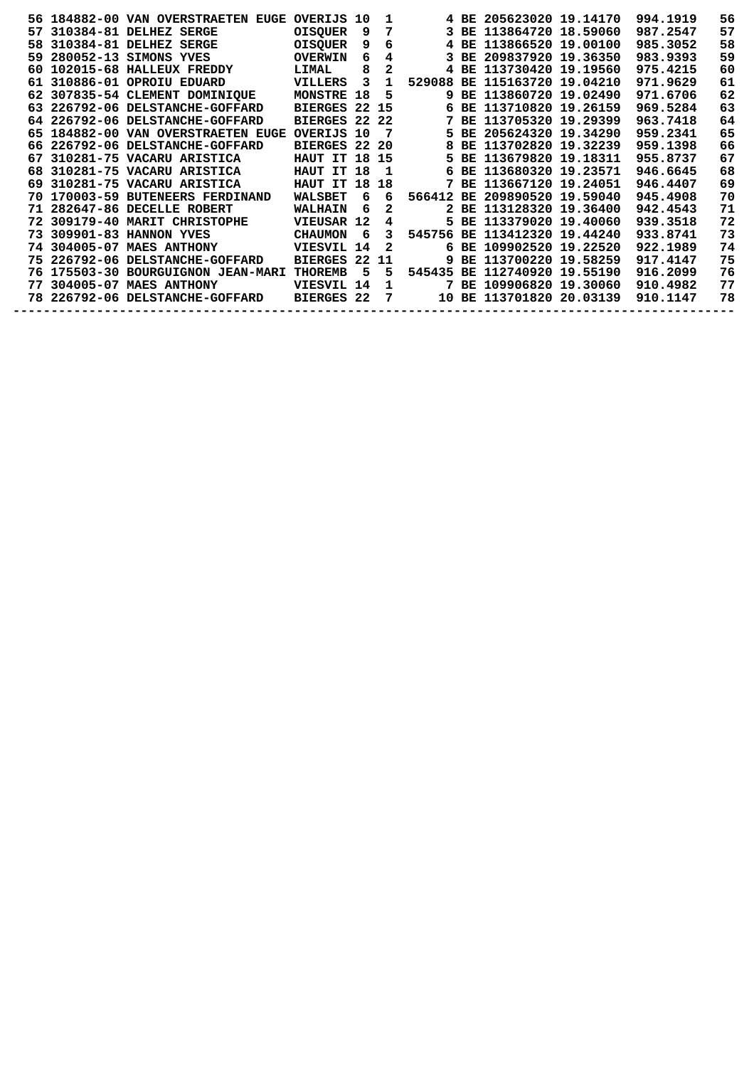| | | | | | | | | | | | |
|---|---|---|---|---|---|---|---|---|---|---|---|
| 56 | 184882-00 | VAN OVERSTRAETEN EUGE | OVERIJS | 10 | 1 | | 4 | BE 205623020 | 19.14170 | 994.1919 | 56 |
| 57 | 310384-81 | DELHEZ SERGE | OISQUER | 9 | 7 | | 3 | BE 113864720 | 18.59060 | 987.2547 | 57 |
| 58 | 310384-81 | DELHEZ SERGE | OISQUER | 9 | 6 | | 4 | BE 113866520 | 19.00100 | 985.3052 | 58 |
| 59 | 280052-13 | SIMONS YVES | OVERWIN | 6 | 4 | | 3 | BE 209837920 | 19.36350 | 983.9393 | 59 |
| 60 | 102015-68 | HALLEUX FREDDY | LIMAL | 8 | 2 | | 4 | BE 113730420 | 19.19560 | 975.4215 | 60 |
| 61 | 310886-01 | OPROIU EDUARD | VILLERS | 3 | 1 | 529088 | | BE 115163720 | 19.04210 | 971.9629 | 61 |
| 62 | 307835-54 | CLEMENT DOMINIQUE | MONSTRE | 18 | 5 | | 9 | BE 113860720 | 19.02490 | 971.6706 | 62 |
| 63 | 226792-06 | DELSTANCHE-GOFFARD | BIERGES | 22 | 15 | | 6 | BE 113710820 | 19.26159 | 969.5284 | 63 |
| 64 | 226792-06 | DELSTANCHE-GOFFARD | BIERGES | 22 | 22 | | 7 | BE 113705320 | 19.29399 | 963.7418 | 64 |
| 65 | 184882-00 | VAN OVERSTRAETEN EUGE | OVERIJS | 10 | 7 | | 5 | BE 205624320 | 19.34290 | 959.2341 | 65 |
| 66 | 226792-06 | DELSTANCHE-GOFFARD | BIERGES | 22 | 20 | | 8 | BE 113702820 | 19.32239 | 959.1398 | 66 |
| 67 | 310281-75 | VACARU ARISTICA | HAUT IT | 18 | 15 | | 5 | BE 113679820 | 19.18311 | 955.8737 | 67 |
| 68 | 310281-75 | VACARU ARISTICA | HAUT IT | 18 | 1 | | 6 | BE 113680320 | 19.23571 | 946.6645 | 68 |
| 69 | 310281-75 | VACARU ARISTICA | HAUT IT | 18 | 18 | | 7 | BE 113667120 | 19.24051 | 946.4407 | 69 |
| 70 | 170003-59 | BUTENEERS FERDINAND | WALSBET | 6 | 6 | 566412 | | BE 209890520 | 19.59040 | 945.4908 | 70 |
| 71 | 282647-86 | DECELLE ROBERT | WALHAIN | 6 | 2 | | 2 | BE 113128320 | 19.36400 | 942.4543 | 71 |
| 72 | 309179-40 | MARIT CHRISTOPHE | VIEUSAR | 12 | 4 | | 5 | BE 113379020 | 19.40060 | 939.3518 | 72 |
| 73 | 309901-83 | HANNON YVES | CHAUMON | 6 | 3 | 545756 | | BE 113412320 | 19.44240 | 933.8741 | 73 |
| 74 | 304005-07 | MAES ANTHONY | VIESVIL | 14 | 2 | | 6 | BE 109902520 | 19.22520 | 922.1989 | 74 |
| 75 | 226792-06 | DELSTANCHE-GOFFARD | BIERGES | 22 | 11 | | 9 | BE 113700220 | 19.58259 | 917.4147 | 75 |
| 76 | 175503-30 | BOURGUIGNON JEAN-MARI | THOREMB | 5 | 5 | 545435 | | BE 112740920 | 19.55190 | 916.2099 | 76 |
| 77 | 304005-07 | MAES ANTHONY | VIESVIL | 14 | 1 | | 7 | BE 109906820 | 19.30060 | 910.4982 | 77 |
| 78 | 226792-06 | DELSTANCHE-GOFFARD | BIERGES | 22 | 7 | | 10 | BE 113701820 | 20.03139 | 910.1147 | 78 |